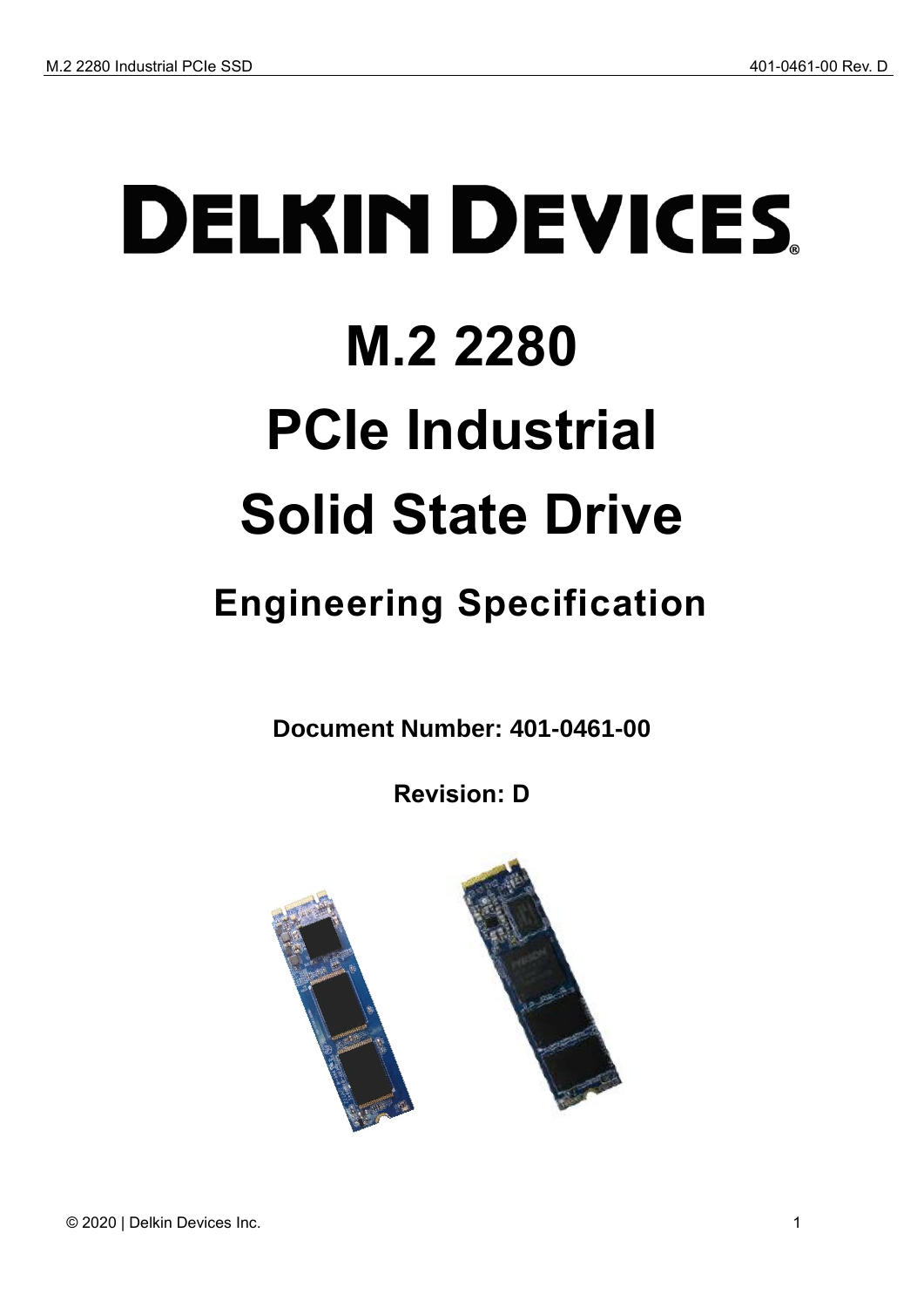# DELKIN DEVICES

# M.2 2280

# PCIe Industrial

# Solid State Drive

## Engineering Specification

**Document Number: 401-0461-00**

**Revision: D**

© 2020 | Delkin Devices Inc.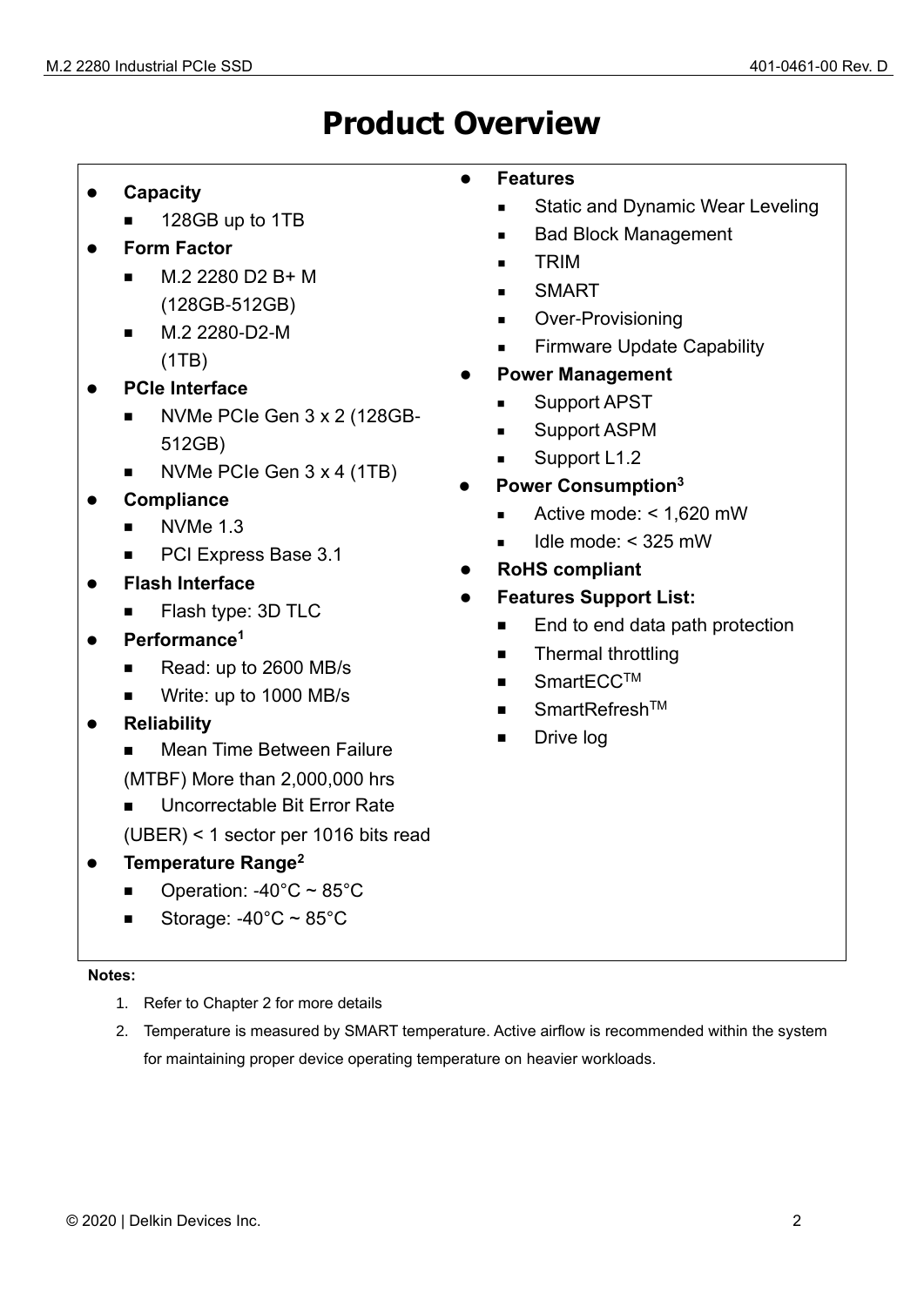# Product Overview

- **Capacity**
  - 128GB up to 1TB
- **Form Factor**
  - M.2 2280 D2 B+ M (128GB-512GB)
  - M.2 2280-D2-M (1TB)
- **PCIe Interface**
  - NVMe PCIe Gen 3 x 2 (128GB-512GB)
  - NVMe PCIe Gen 3 x 4 (1TB)
- **Compliance**
  - NVMe 1.3
  - PCI Express Base 3.1
- **Flash Interface**
  - Flash type: 3D TLC
- **Performance[1]**
  - Read: up to 2600 MB/s
  - Write: up to 1000 MB/s
- **Reliability**
  - Mean Time Between Failure (MTBF) More than 2,000,000 hrs
  - Uncorrectable Bit Error Rate (UBER) < 1 sector per 1016 bits read
- **Temperature Range[2]**
  - Operation: -40°C ~ 85°C
  - Storage: -40°C ~ 85°C
- **Features**
  - Static and Dynamic Wear Leveling
  - Bad Block Management
  - TRIM
  - SMART
  - Over-Provisioning
  - Firmware Update Capability
- **Power Management**
  - Support APST
  - Support ASPM
  - Support L1.2
- **Power Consumption[3]**
  - Active mode: < 1,620 mW
  - Idle mode: < 325 mW
- **RoHS compliant**
- **Features Support List:**
  - End to end data path protection
  - Thermal throttling
  - SmartECC™
  - SmartRefresh™
  - Drive log

**Notes:**

1. Refer to Chapter 2 for more details
2. Temperature is measured by SMART temperature. Active airflow is recommended within the system for maintaining proper device operating temperature on heavier workloads.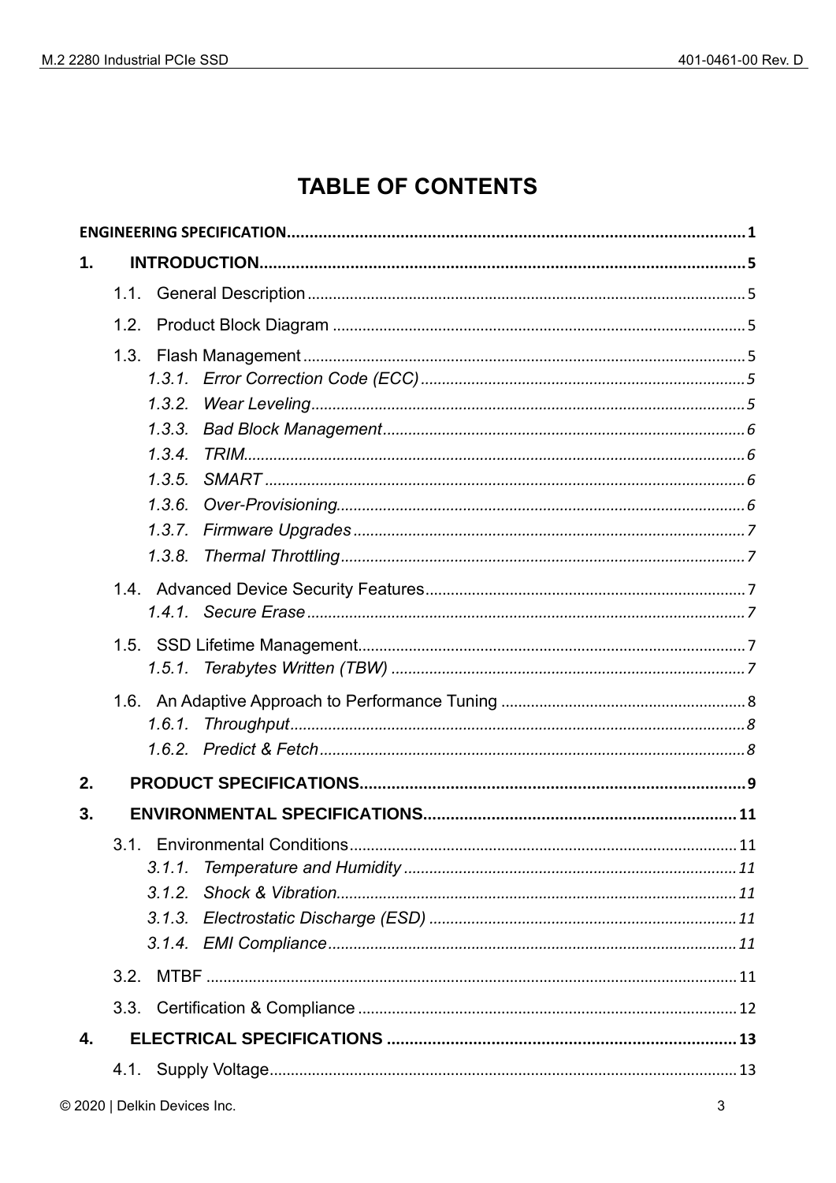# TABLE OF CONTENTS

**ENGINEERING SPECIFICATION** ........................................................................ **1**

**1. INTRODUCTION** ........................................................................ **5**

1.1. General Description ........................................................................ 5

1.2. Product Block Diagram ........................................................................ 5

1.3. Flash Management ........................................................................ 5

*1.3.1. Error Correction Code (ECC)* ........................................................................ *5*

*1.3.2. Wear Leveling* ........................................................................ *5*

*1.3.3. Bad Block Management* ........................................................................ *6*

*1.3.4. TRIM* ........................................................................ *6*

*1.3.5. SMART* ........................................................................ *6*

*1.3.6. Over-Provisioning* ........................................................................ *6*

*1.3.7. Firmware Upgrades* ........................................................................ *7*

*1.3.8. Thermal Throttling* ........................................................................ *7*

1.4. Advanced Device Security Features ........................................................................ 7

*1.4.1. Secure Erase* ........................................................................ *7*

1.5. SSD Lifetime Management ........................................................................ 7

*1.5.1. Terabytes Written (TBW)* ........................................................................ *7*

1.6. An Adaptive Approach to Performance Tuning ........................................................................ 8

*1.6.1. Throughput* ........................................................................ *8*

*1.6.2. Predict & Fetch* ........................................................................ *8*

**2. PRODUCT SPECIFICATIONS** ........................................................................ **9**

**3. ENVIRONMENTAL SPECIFICATIONS** ........................................................................ **11**

3.1. Environmental Conditions ........................................................................ 11

*3.1.1. Temperature and Humidity* ........................................................................ *11*

*3.1.2. Shock & Vibration* ........................................................................ *11*

*3.1.3. Electrostatic Discharge (ESD)* ........................................................................ *11*

*3.1.4. EMI Compliance* ........................................................................ *11*

3.2. MTBF ........................................................................ 11

3.3. Certification & Compliance ........................................................................ 12

**4. ELECTRICAL SPECIFICATIONS** ........................................................................ **13**

4.1. Supply Voltage ........................................................................ 13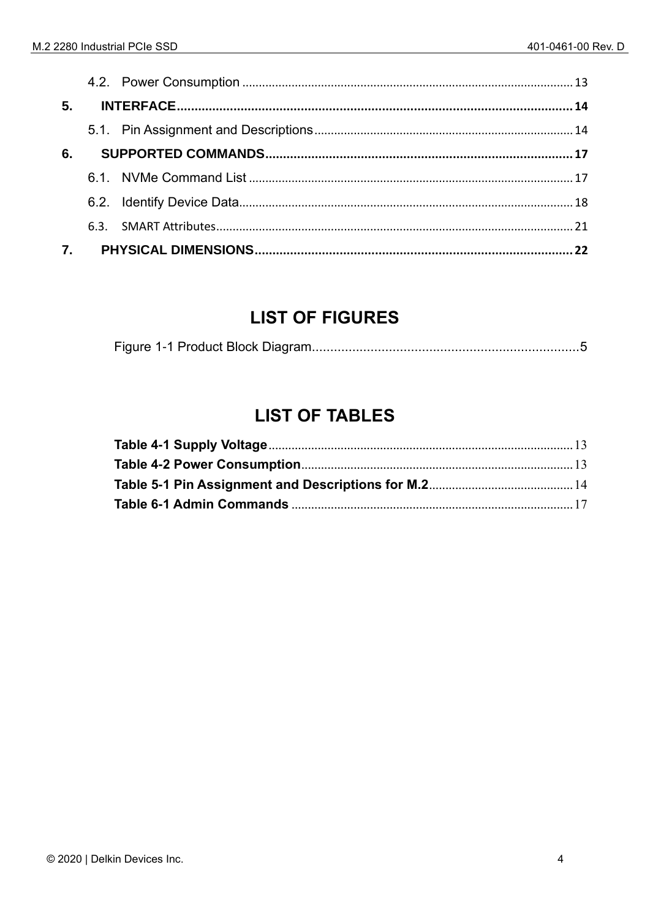4.2. Power Consumption .......... 13

**5. INTERFACE .......... 14**

5.1. Pin Assignment and Descriptions .......... 14

**6. SUPPORTED COMMANDS .......... 17**

6.1. NVMe Command List .......... 17

6.2. Identify Device Data .......... 18

6.3. SMART Attributes .......... 21

**7. PHYSICAL DIMENSIONS .......... 22**

## LIST OF FIGURES

Figure 1-1 Product Block Diagram .......... 5

## LIST OF TABLES

**Table 4-1 Supply Voltage** .......... 13
**Table 4-2 Power Consumption** .......... 13
**Table 5-1 Pin Assignment and Descriptions for M.2** .......... 14
**Table 6-1 Admin Commands** .......... 17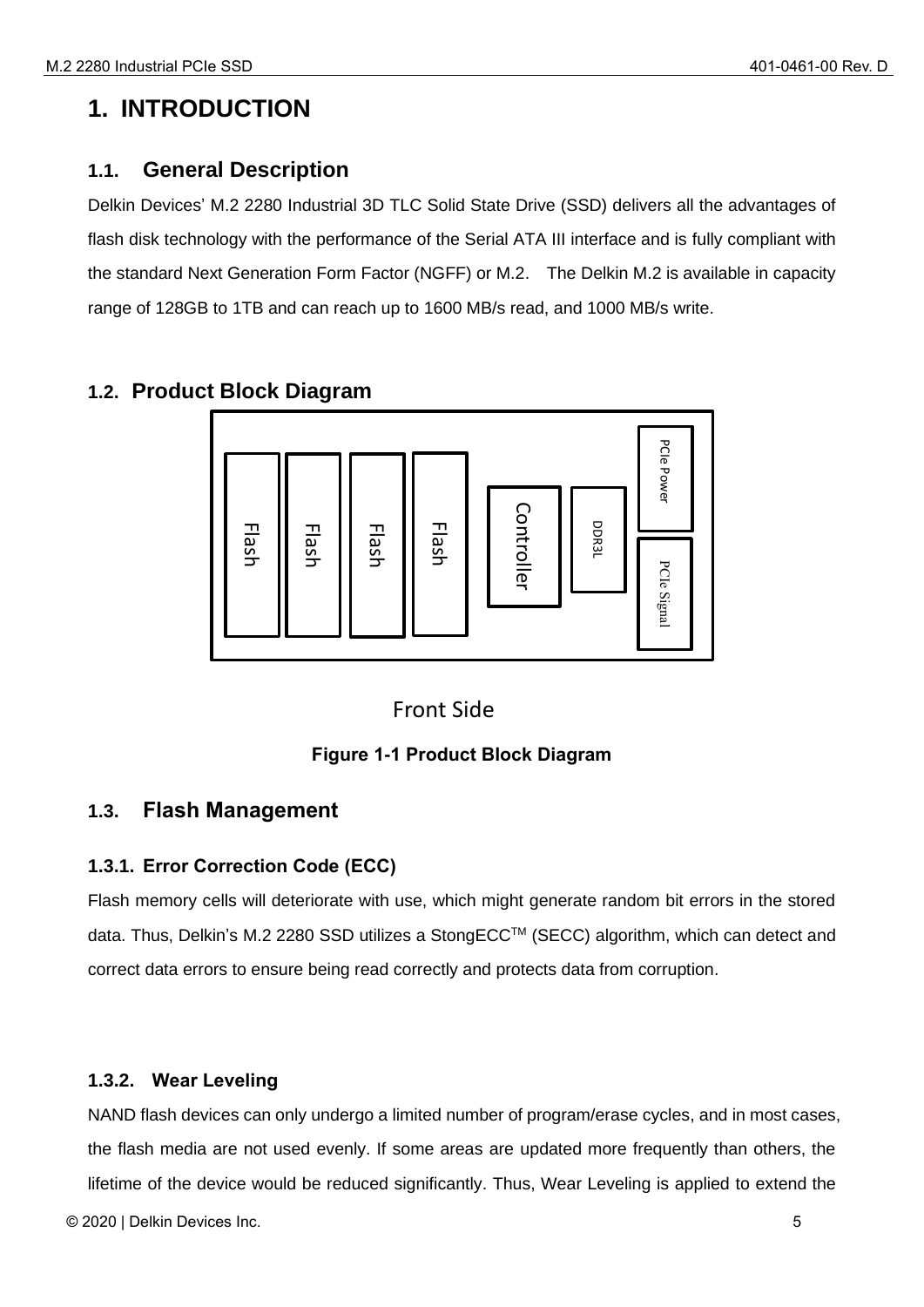# 1. INTRODUCTION

## 1.1. General Description

Delkin Devices' M.2 2280 Industrial 3D TLC Solid State Drive (SSD) delivers all the advantages of flash disk technology with the performance of the Serial ATA III interface and is fully compliant with the standard Next Generation Form Factor (NGFF) or M.2. The Delkin M.2 is available in capacity range of 128GB to 1TB and can reach up to 1600 MB/s read, and 1000 MB/s write.

## 1.2. Product Block Diagram

Flash | Flash | Flash | Flash | Controller | DDR3L | PCIe Power | PCIe Signal

Front Side

**Figure 1-1 Product Block Diagram**

## 1.3. Flash Management

### 1.3.1. Error Correction Code (ECC)

Flash memory cells will deteriorate with use, which might generate random bit errors in the stored data. Thus, Delkin's M.2 2280 SSD utilizes a StongECC™ (SECC) algorithm, which can detect and correct data errors to ensure being read correctly and protects data from corruption.

### 1.3.2. Wear Leveling

NAND flash devices can only undergo a limited number of program/erase cycles, and in most cases, the flash media are not used evenly. If some areas are updated more frequently than others, the lifetime of the device would be reduced significantly. Thus, Wear Leveling is applied to extend the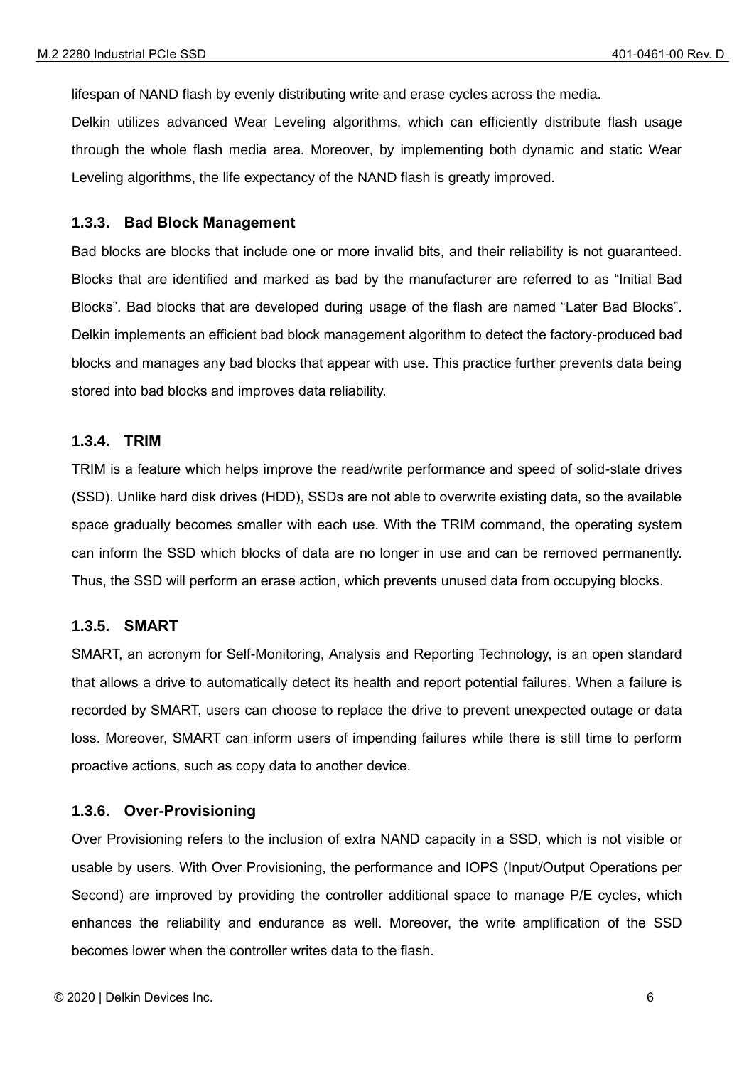lifespan of NAND flash by evenly distributing write and erase cycles across the media.

Delkin utilizes advanced Wear Leveling algorithms, which can efficiently distribute flash usage through the whole flash media area. Moreover, by implementing both dynamic and static Wear Leveling algorithms, the life expectancy of the NAND flash is greatly improved.

### 1.3.3. Bad Block Management

Bad blocks are blocks that include one or more invalid bits, and their reliability is not guaranteed. Blocks that are identified and marked as bad by the manufacturer are referred to as “Initial Bad Blocks”. Bad blocks that are developed during usage of the flash are named “Later Bad Blocks”. Delkin implements an efficient bad block management algorithm to detect the factory-produced bad blocks and manages any bad blocks that appear with use. This practice further prevents data being stored into bad blocks and improves data reliability.

### 1.3.4. TRIM

TRIM is a feature which helps improve the read/write performance and speed of solid-state drives (SSD). Unlike hard disk drives (HDD), SSDs are not able to overwrite existing data, so the available space gradually becomes smaller with each use. With the TRIM command, the operating system can inform the SSD which blocks of data are no longer in use and can be removed permanently. Thus, the SSD will perform an erase action, which prevents unused data from occupying blocks.

### 1.3.5. SMART

SMART, an acronym for Self-Monitoring, Analysis and Reporting Technology, is an open standard that allows a drive to automatically detect its health and report potential failures. When a failure is recorded by SMART, users can choose to replace the drive to prevent unexpected outage or data loss. Moreover, SMART can inform users of impending failures while there is still time to perform proactive actions, such as copy data to another device.

### 1.3.6. Over-Provisioning

Over Provisioning refers to the inclusion of extra NAND capacity in a SSD, which is not visible or usable by users. With Over Provisioning, the performance and IOPS (Input/Output Operations per Second) are improved by providing the controller additional space to manage P/E cycles, which enhances the reliability and endurance as well. Moreover, the write amplification of the SSD becomes lower when the controller writes data to the flash.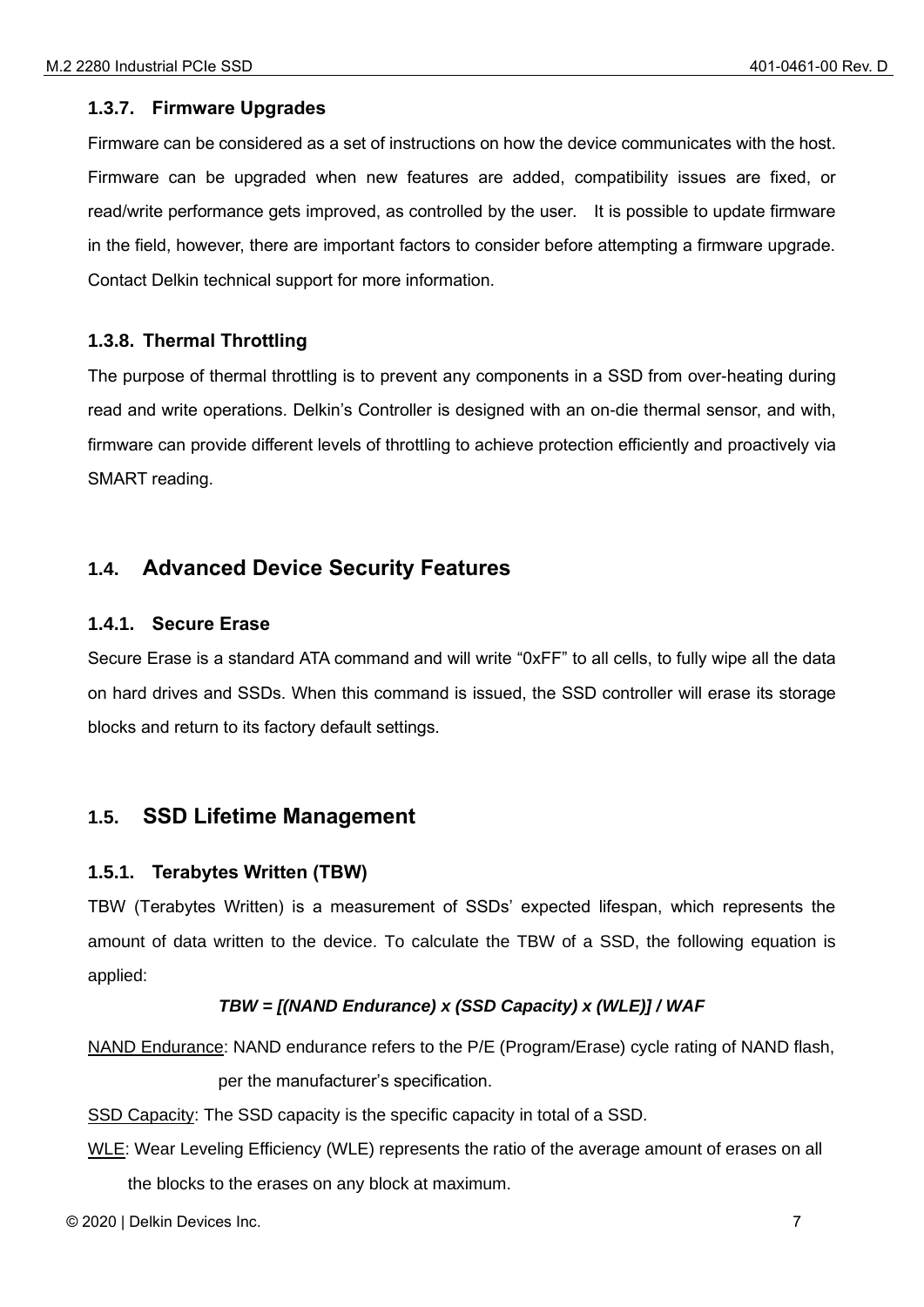### 1.3.7. Firmware Upgrades

Firmware can be considered as a set of instructions on how the device communicates with the host. Firmware can be upgraded when new features are added, compatibility issues are fixed, or read/write performance gets improved, as controlled by the user. It is possible to update firmware in the field, however, there are important factors to consider before attempting a firmware upgrade. Contact Delkin technical support for more information.

### 1.3.8. Thermal Throttling

The purpose of thermal throttling is to prevent any components in a SSD from over-heating during read and write operations. Delkin's Controller is designed with an on-die thermal sensor, and with, firmware can provide different levels of throttling to achieve protection efficiently and proactively via SMART reading.

## 1.4. Advanced Device Security Features

### 1.4.1. Secure Erase

Secure Erase is a standard ATA command and will write "0xFF" to all cells, to fully wipe all the data on hard drives and SSDs. When this command is issued, the SSD controller will erase its storage blocks and return to its factory default settings.

## 1.5. SSD Lifetime Management

### 1.5.1. Terabytes Written (TBW)

TBW (Terabytes Written) is a measurement of SSDs' expected lifespan, which represents the amount of data written to the device. To calculate the TBW of a SSD, the following equation is applied:

***TBW = [(NAND Endurance) x (SSD Capacity) x (WLE)] / WAF***

NAND Endurance: NAND endurance refers to the P/E (Program/Erase) cycle rating of NAND flash, per the manufacturer's specification.

SSD Capacity: The SSD capacity is the specific capacity in total of a SSD.

WLE: Wear Leveling Efficiency (WLE) represents the ratio of the average amount of erases on all the blocks to the erases on any block at maximum.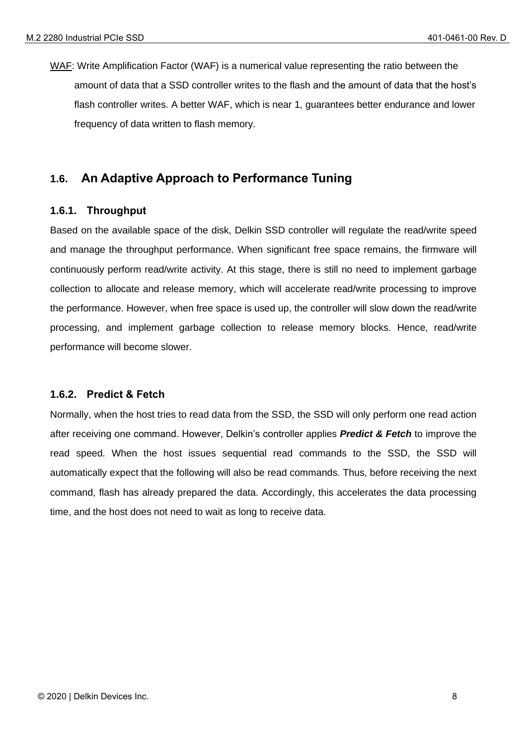WAF: Write Amplification Factor (WAF) is a numerical value representing the ratio between the amount of data that a SSD controller writes to the flash and the amount of data that the host's flash controller writes. A better WAF, which is near 1, guarantees better endurance and lower frequency of data written to flash memory.

## 1.6. An Adaptive Approach to Performance Tuning

### 1.6.1. Throughput

Based on the available space of the disk, Delkin SSD controller will regulate the read/write speed and manage the throughput performance. When significant free space remains, the firmware will continuously perform read/write activity. At this stage, there is still no need to implement garbage collection to allocate and release memory, which will accelerate read/write processing to improve the performance. However, when free space is used up, the controller will slow down the read/write processing, and implement garbage collection to release memory blocks. Hence, read/write performance will become slower.

### 1.6.2. Predict & Fetch

Normally, when the host tries to read data from the SSD, the SSD will only perform one read action after receiving one command. However, Delkin's controller applies ***Predict & Fetch*** to improve the read speed. When the host issues sequential read commands to the SSD, the SSD will automatically expect that the following will also be read commands. Thus, before receiving the next command, flash has already prepared the data. Accordingly, this accelerates the data processing time, and the host does not need to wait as long to receive data.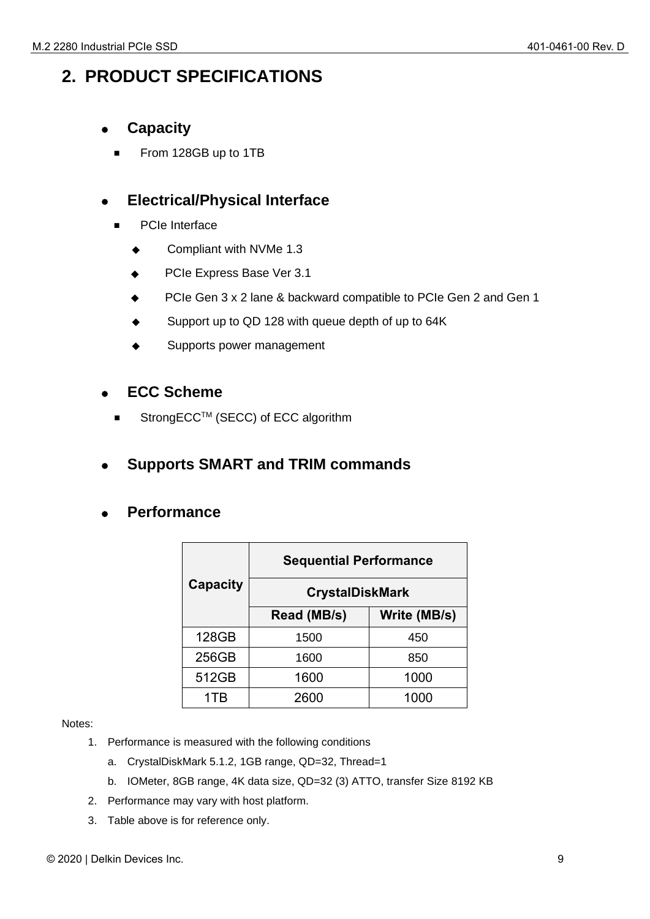## 2. PRODUCT SPECIFICATIONS

- **Capacity**
  - From 128GB up to 1TB

- **Electrical/Physical Interface**
  - PCIe Interface
    - Compliant with NVMe 1.3
    - PCIe Express Base Ver 3.1
    - PCIe Gen 3 x 2 lane & backward compatible to PCIe Gen 2 and Gen 1
    - Support up to QD 128 with queue depth of up to 64K
    - Supports power management

- **ECC Scheme**
  - StrongECC[TM] (SECC) of ECC algorithm

- **Supports SMART and TRIM commands**

- **Performance**

| Capacity | Sequential Performance | |
|---|---|---|
| | CrystalDiskMark | |
| | Read (MB/s) | Write (MB/s) |
| 128GB | 1500 | 450 |
| 256GB | 1600 | 850 |
| 512GB | 1600 | 1000 |
| 1TB | 2600 | 1000 |

Notes:

1. Performance is measured with the following conditions
   a. CrystalDiskMark 5.1.2, 1GB range, QD=32, Thread=1
   b. IOMeter, 8GB range, 4K data size, QD=32 (3) ATTO, transfer Size 8192 KB
2. Performance may vary with host platform.
3. Table above is for reference only.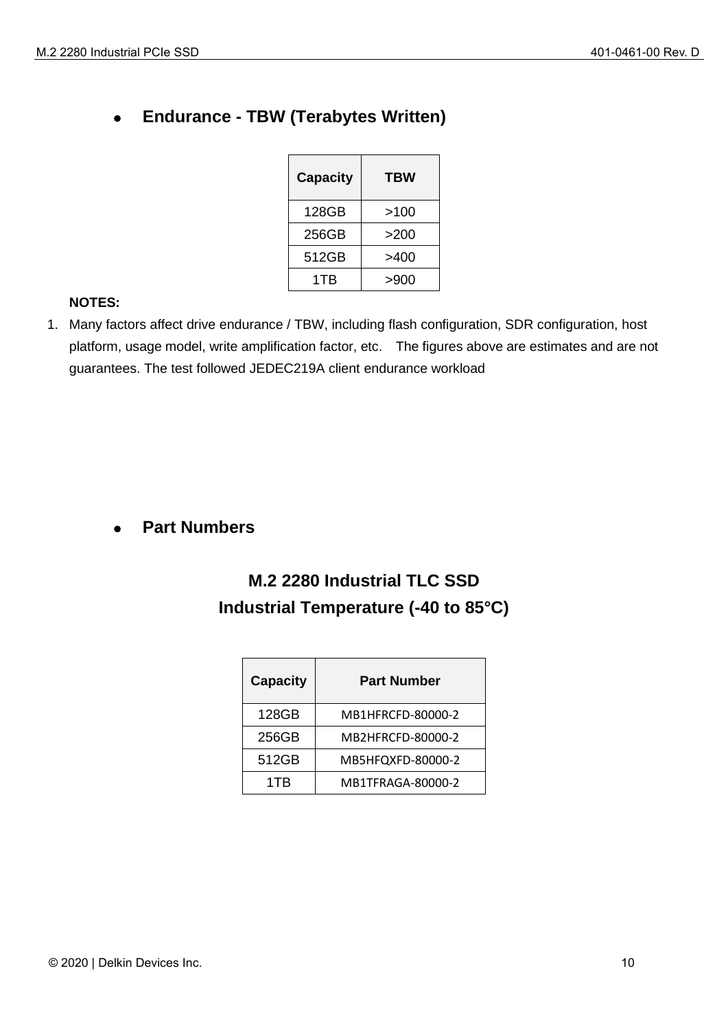- **Endurance - TBW (Terabytes Written)**

| Capacity | TBW |
|---|---|
| 128GB | >100 |
| 256GB | >200 |
| 512GB | >400 |
| 1TB | >900 |

**NOTES:**

1. Many factors affect drive endurance / TBW, including flash configuration, SDR configuration, host platform, usage model, write amplification factor, etc. The figures above are estimates and are not guarantees. The test followed JEDEC219A client endurance workload

- **Part Numbers**

### M.2 2280 Industrial TLC SSD
### Industrial Temperature (-40 to 85°C)

| Capacity | Part Number |
|---|---|
| 128GB | MB1HFRCFD-80000-2 |
| 256GB | MB2HFRCFD-80000-2 |
| 512GB | MB5HFQXFD-80000-2 |
| 1TB | MB1TFRAGA-80000-2 |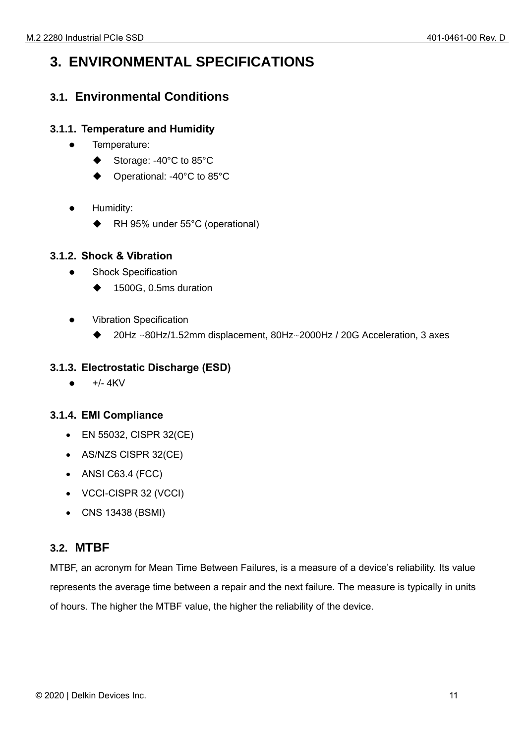# 3. ENVIRONMENTAL SPECIFICATIONS

## 3.1. Environmental Conditions

### 3.1.1. Temperature and Humidity

- Temperature:
  - Storage: -40°C to 85°C
  - Operational: -40°C to 85°C

- Humidity:
  - RH 95% under 55°C (operational)

### 3.1.2. Shock & Vibration

- Shock Specification
  - 1500G, 0.5ms duration

- Vibration Specification
  - 20Hz ~80Hz/1.52mm displacement, 80Hz~2000Hz / 20G Acceleration, 3 axes

### 3.1.3. Electrostatic Discharge (ESD)

- +/- 4KV

### 3.1.4. EMI Compliance

- EN 55032, CISPR 32(CE)
- AS/NZS CISPR 32(CE)
- ANSI C63.4 (FCC)
- VCCI-CISPR 32 (VCCI)
- CNS 13438 (BSMI)

## 3.2. MTBF

MTBF, an acronym for Mean Time Between Failures, is a measure of a device's reliability. Its value represents the average time between a repair and the next failure. The measure is typically in units of hours. The higher the MTBF value, the higher the reliability of the device.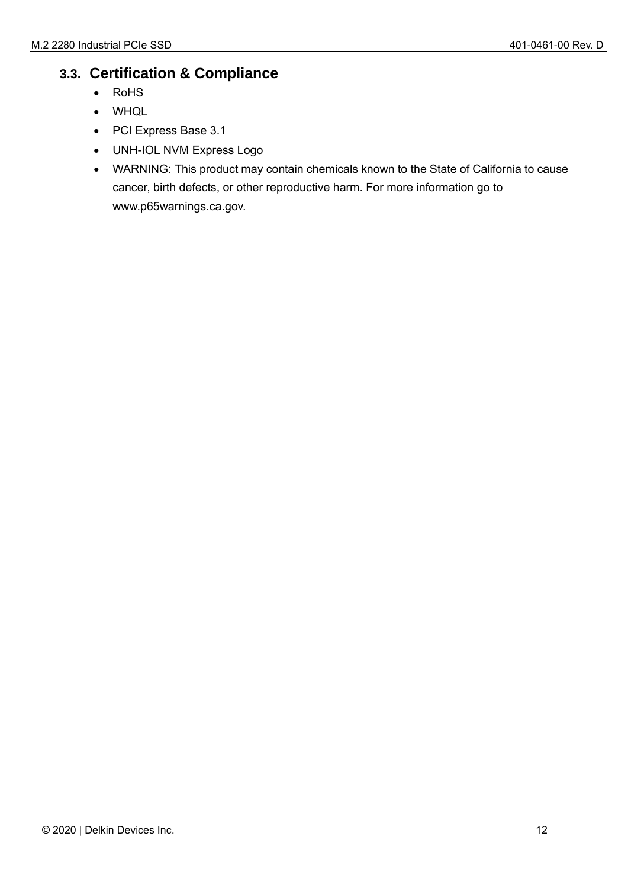## 3.3. Certification & Compliance

- RoHS
- WHQL
- PCI Express Base 3.1
- UNH-IOL NVM Express Logo
- WARNING: This product may contain chemicals known to the State of California to cause cancer, birth defects, or other reproductive harm. For more information go to www.p65warnings.ca.gov.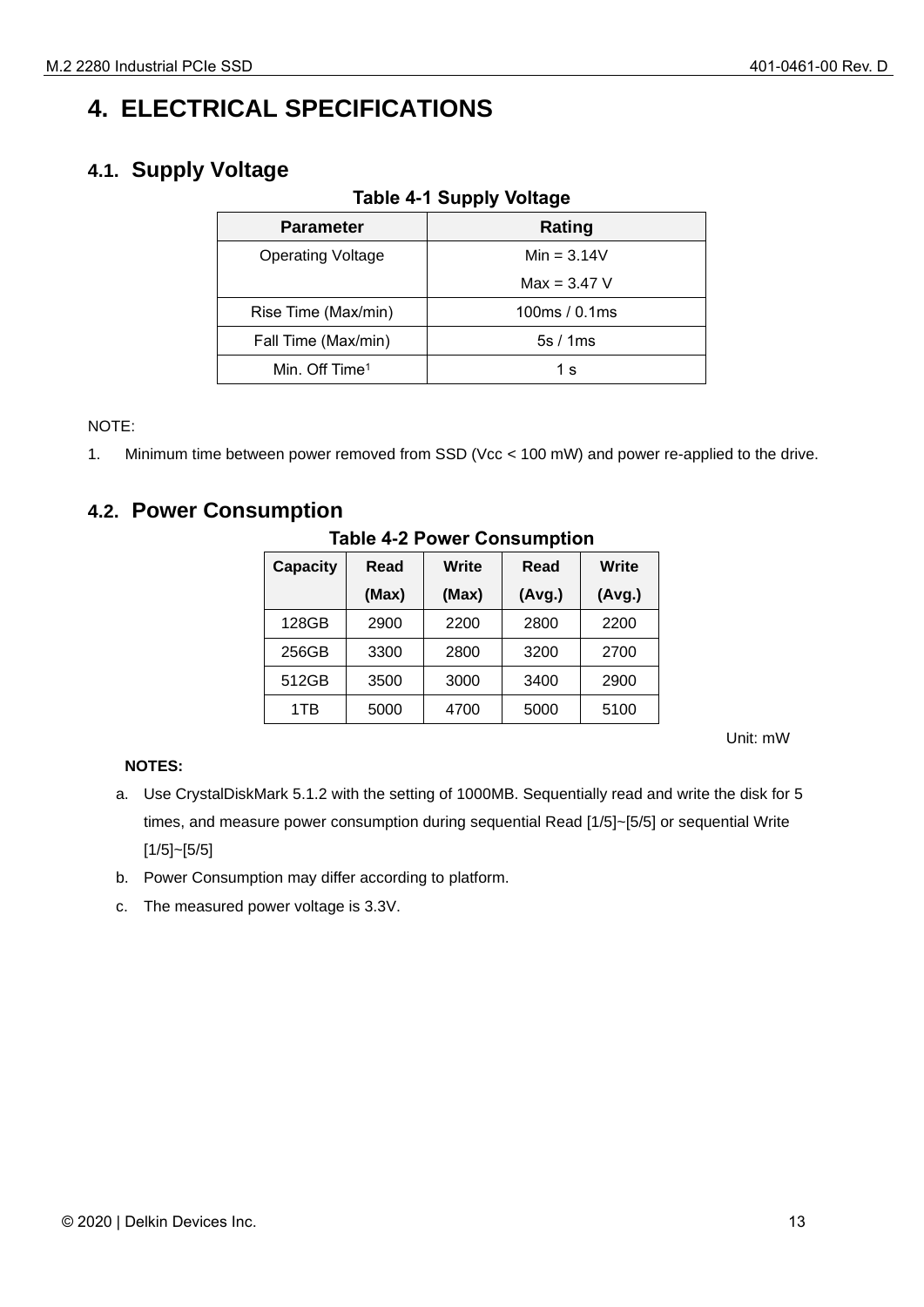# 4. ELECTRICAL SPECIFICATIONS

## 4.1. Supply Voltage

**Table 4-1 Supply Voltage**

| Parameter | Rating |
|---|---|
| Operating Voltage | Min = 3.14V<br>Max = 3.47 V |
| Rise Time (Max/min) | 100ms / 0.1ms |
| Fall Time (Max/min) | 5s / 1ms |
| Min. Off Time[1] | 1 s |

NOTE:

1. Minimum time between power removed from SSD (Vcc < 100 mW) and power re-applied to the drive.

## 4.2. Power Consumption

**Table 4-2 Power Consumption**

| Capacity | Read (Max) | Write (Max) | Read (Avg.) | Write (Avg.) |
|---|---|---|---|---|
| 128GB | 2900 | 2200 | 2800 | 2200 |
| 256GB | 3300 | 2800 | 3200 | 2700 |
| 512GB | 3500 | 3000 | 3400 | 2900 |
| 1TB | 5000 | 4700 | 5000 | 5100 |

Unit: mW

**NOTES:**

a. Use CrystalDiskMark 5.1.2 with the setting of 1000MB. Sequentially read and write the disk for 5 times, and measure power consumption during sequential Read [1/5]~[5/5] or sequential Write [1/5]~[5/5]

b. Power Consumption may differ according to platform.

c. The measured power voltage is 3.3V.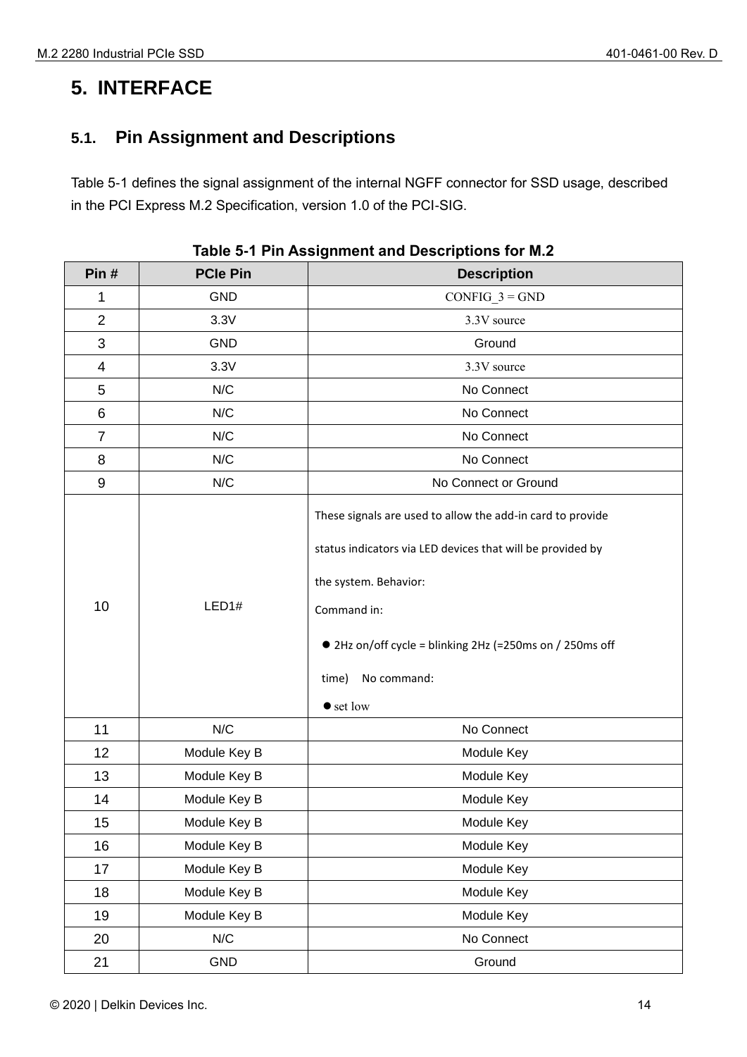# 5. INTERFACE

## 5.1. Pin Assignment and Descriptions

Table 5-1 defines the signal assignment of the internal NGFF connector for SSD usage, described in the PCI Express M.2 Specification, version 1.0 of the PCI-SIG.

**Table 5-1 Pin Assignment and Descriptions for M.2**

| Pin # | PCIe Pin | Description |
|---|---|---|
| 1 | GND | CONFIG_3 = GND |
| 2 | 3.3V | 3.3V source |
| 3 | GND | Ground |
| 4 | 3.3V | 3.3V source |
| 5 | N/C | No Connect |
| 6 | N/C | No Connect |
| 7 | N/C | No Connect |
| 8 | N/C | No Connect |
| 9 | N/C | No Connect or Ground |
| 10 | LED1# | These signals are used to allow the add-in card to provide status indicators via LED devices that will be provided by the system. Behavior: Command in: ● 2Hz on/off cycle = blinking 2Hz (=250ms on / 250ms off time) No command: ● set low |
| 11 | N/C | No Connect |
| 12 | Module Key B | Module Key |
| 13 | Module Key B | Module Key |
| 14 | Module Key B | Module Key |
| 15 | Module Key B | Module Key |
| 16 | Module Key B | Module Key |
| 17 | Module Key B | Module Key |
| 18 | Module Key B | Module Key |
| 19 | Module Key B | Module Key |
| 20 | N/C | No Connect |
| 21 | GND | Ground |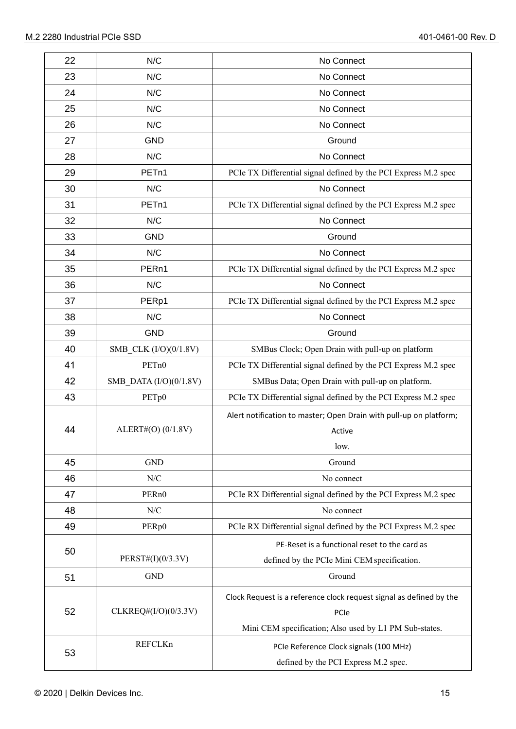| 22 | N/C | No Connect |
|---|---|---|
| 23 | N/C | No Connect |
| 24 | N/C | No Connect |
| 25 | N/C | No Connect |
| 26 | N/C | No Connect |
| 27 | GND | Ground |
| 28 | N/C | No Connect |
| 29 | PETn1 | PCIe TX Differential signal defined by the PCI Express M.2 spec |
| 30 | N/C | No Connect |
| 31 | PETn1 | PCIe TX Differential signal defined by the PCI Express M.2 spec |
| 32 | N/C | No Connect |
| 33 | GND | Ground |
| 34 | N/C | No Connect |
| 35 | PERn1 | PCIe TX Differential signal defined by the PCI Express M.2 spec |
| 36 | N/C | No Connect |
| 37 | PERp1 | PCIe TX Differential signal defined by the PCI Express M.2 spec |
| 38 | N/C | No Connect |
| 39 | GND | Ground |
| 40 | SMB_CLK (I/O)(0/1.8V) | SMBus Clock; Open Drain with pull-up on platform |
| 41 | PETn0 | PCIe TX Differential signal defined by the PCI Express M.2 spec |
| 42 | SMB_DATA (I/O)(0/1.8V) | SMBus Data; Open Drain with pull-up on platform. |
| 43 | PETp0 | PCIe TX Differential signal defined by the PCI Express M.2 spec |
| 44 | ALERT#(O) (0/1.8V) | Alert notification to master; Open Drain with pull-up on platform; Active low. |
| 45 | GND | Ground |
| 46 | N/C | No connect |
| 47 | PERn0 | PCIe RX Differential signal defined by the PCI Express M.2 spec |
| 48 | N/C | No connect |
| 49 | PERp0 | PCIe RX Differential signal defined by the PCI Express M.2 spec |
| 50 | PERST#(I)(0/3.3V) | PE-Reset is a functional reset to the card as defined by the PCIe Mini CEM specification. |
| 51 | GND | Ground |
| 52 | CLKREQ#(I/O)(0/3.3V) | Clock Request is a reference clock request signal as defined by the PCIe Mini CEM specification; Also used by L1 PM Sub-states. |
| 53 | REFCLKn | PCIe Reference Clock signals (100 MHz) defined by the PCI Express M.2 spec. |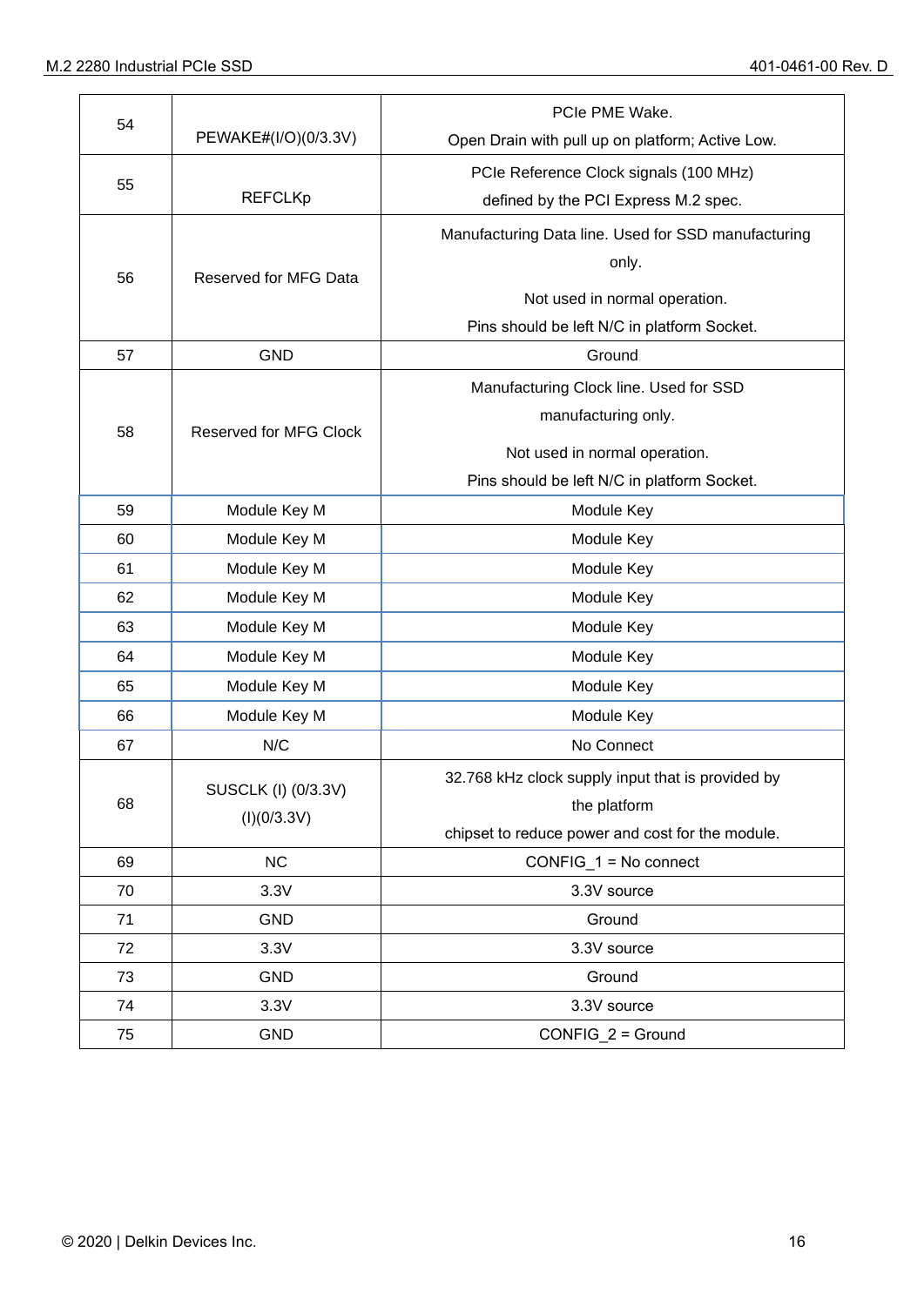| | | |
|---|---|---|
| 54 | PEWAKE#(I/O)(0/3.3V) | PCIe PME Wake.<br>Open Drain with pull up on platform; Active Low. |
| 55 | REFCLKp | PCIe Reference Clock signals (100 MHz)<br>defined by the PCI Express M.2 spec. |
| 56 | Reserved for MFG Data | Manufacturing Data line. Used for SSD manufacturing only.<br>Not used in normal operation.<br>Pins should be left N/C in platform Socket. |
| 57 | GND | Ground |
| 58 | Reserved for MFG Clock | Manufacturing Clock line. Used for SSD manufacturing only.<br>Not used in normal operation.<br>Pins should be left N/C in platform Socket. |
| 59 | Module Key M | Module Key |
| 60 | Module Key M | Module Key |
| 61 | Module Key M | Module Key |
| 62 | Module Key M | Module Key |
| 63 | Module Key M | Module Key |
| 64 | Module Key M | Module Key |
| 65 | Module Key M | Module Key |
| 66 | Module Key M | Module Key |
| 67 | N/C | No Connect |
| 68 | SUSCLK (I) (0/3.3V)<br>(I)(0/3.3V) | 32.768 kHz clock supply input that is provided by the platform<br>chipset to reduce power and cost for the module. |
| 69 | NC | CONFIG_1 = No connect |
| 70 | 3.3V | 3.3V source |
| 71 | GND | Ground |
| 72 | 3.3V | 3.3V source |
| 73 | GND | Ground |
| 74 | 3.3V | 3.3V source |
| 75 | GND | CONFIG_2 = Ground |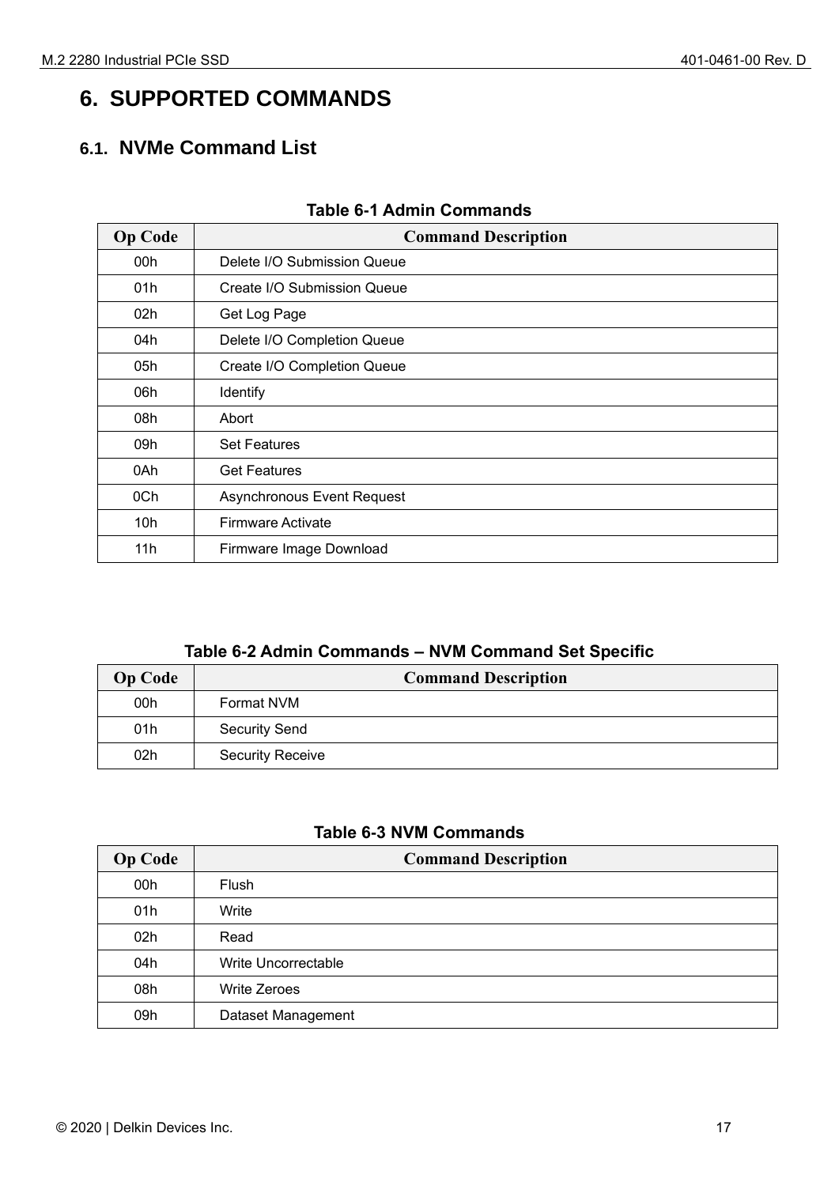# 6. SUPPORTED COMMANDS

## 6.1. NVMe Command List

**Table 6-1 Admin Commands**

| Op Code | Command Description |
|---|---|
| 00h | Delete I/O Submission Queue |
| 01h | Create I/O Submission Queue |
| 02h | Get Log Page |
| 04h | Delete I/O Completion Queue |
| 05h | Create I/O Completion Queue |
| 06h | Identify |
| 08h | Abort |
| 09h | Set Features |
| 0Ah | Get Features |
| 0Ch | Asynchronous Event Request |
| 10h | Firmware Activate |
| 11h | Firmware Image Download |

**Table 6-2 Admin Commands – NVM Command Set Specific**

| Op Code | Command Description |
|---|---|
| 00h | Format NVM |
| 01h | Security Send |
| 02h | Security Receive |

**Table 6-3 NVM Commands**

| Op Code | Command Description |
|---|---|
| 00h | Flush |
| 01h | Write |
| 02h | Read |
| 04h | Write Uncorrectable |
| 08h | Write Zeroes |
| 09h | Dataset Management |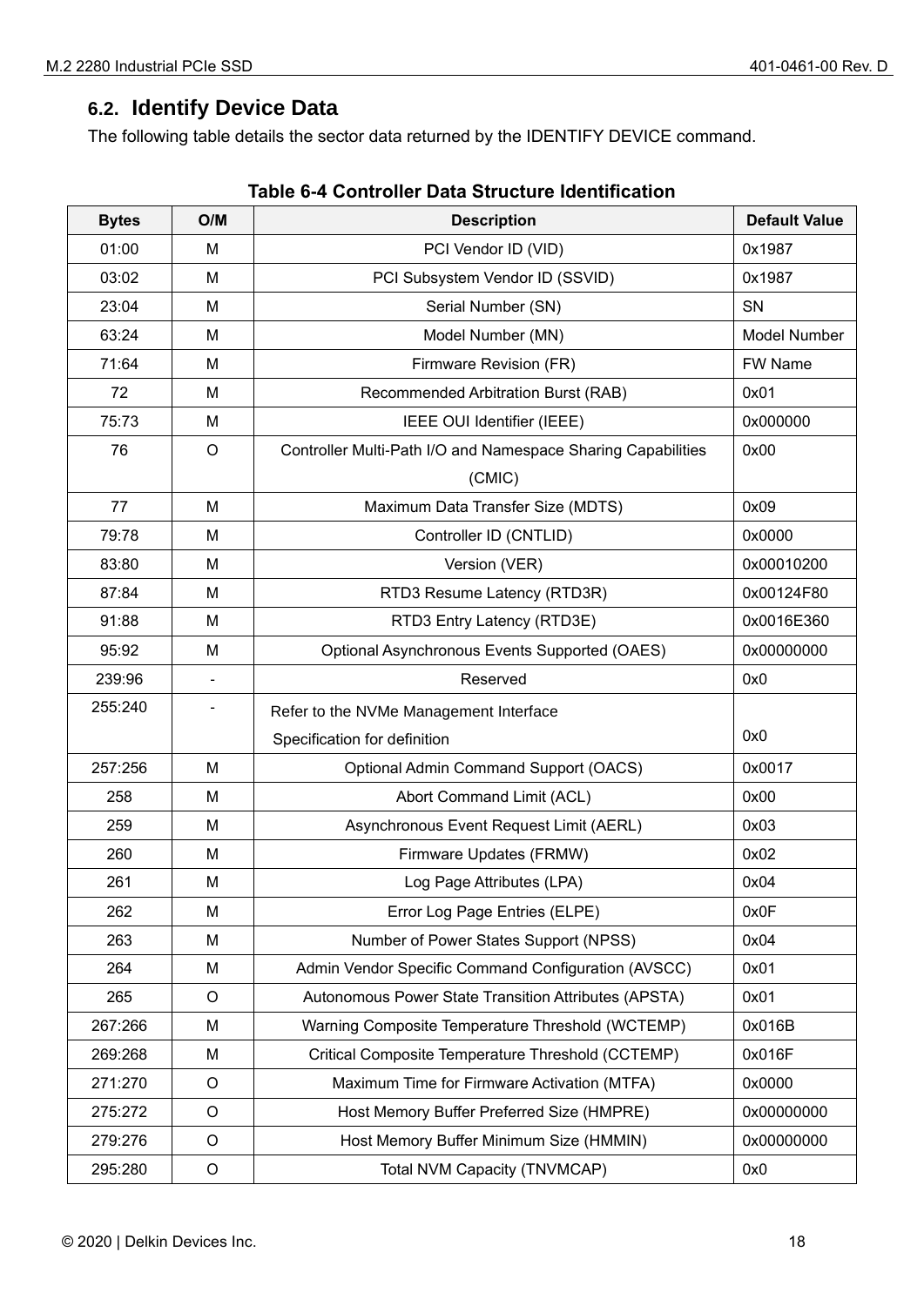## 6.2. Identify Device Data

The following table details the sector data returned by the IDENTIFY DEVICE command.

**Table 6-4 Controller Data Structure Identification**

| Bytes | O/M | Description | Default Value |
|---|---|---|---|
| 01:00 | M | PCI Vendor ID (VID) | 0x1987 |
| 03:02 | M | PCI Subsystem Vendor ID (SSVID) | 0x1987 |
| 23:04 | M | Serial Number (SN) | SN |
| 63:24 | M | Model Number (MN) | Model Number |
| 71:64 | M | Firmware Revision (FR) | FW Name |
| 72 | M | Recommended Arbitration Burst (RAB) | 0x01 |
| 75:73 | M | IEEE OUI Identifier (IEEE) | 0x000000 |
| 76 | O | Controller Multi-Path I/O and Namespace Sharing Capabilities (CMIC) | 0x00 |
| 77 | M | Maximum Data Transfer Size (MDTS) | 0x09 |
| 79:78 | M | Controller ID (CNTLID) | 0x0000 |
| 83:80 | M | Version (VER) | 0x00010200 |
| 87:84 | M | RTD3 Resume Latency (RTD3R) | 0x00124F80 |
| 91:88 | M | RTD3 Entry Latency (RTD3E) | 0x0016E360 |
| 95:92 | M | Optional Asynchronous Events Supported (OAES) | 0x00000000 |
| 239:96 | - | Reserved | 0x0 |
| 255:240 | - | Refer to the NVMe Management Interface Specification for definition | 0x0 |
| 257:256 | M | Optional Admin Command Support (OACS) | 0x0017 |
| 258 | M | Abort Command Limit (ACL) | 0x00 |
| 259 | M | Asynchronous Event Request Limit (AERL) | 0x03 |
| 260 | M | Firmware Updates (FRMW) | 0x02 |
| 261 | M | Log Page Attributes (LPA) | 0x04 |
| 262 | M | Error Log Page Entries (ELPE) | 0x0F |
| 263 | M | Number of Power States Support (NPSS) | 0x04 |
| 264 | M | Admin Vendor Specific Command Configuration (AVSCC) | 0x01 |
| 265 | O | Autonomous Power State Transition Attributes (APSTA) | 0x01 |
| 267:266 | M | Warning Composite Temperature Threshold (WCTEMP) | 0x016B |
| 269:268 | M | Critical Composite Temperature Threshold (CCTEMP) | 0x016F |
| 271:270 | O | Maximum Time for Firmware Activation (MTFA) | 0x0000 |
| 275:272 | O | Host Memory Buffer Preferred Size (HMPRE) | 0x00000000 |
| 279:276 | O | Host Memory Buffer Minimum Size (HMMIN) | 0x00000000 |
| 295:280 | O | Total NVM Capacity (TNVMCAP) | 0x0 |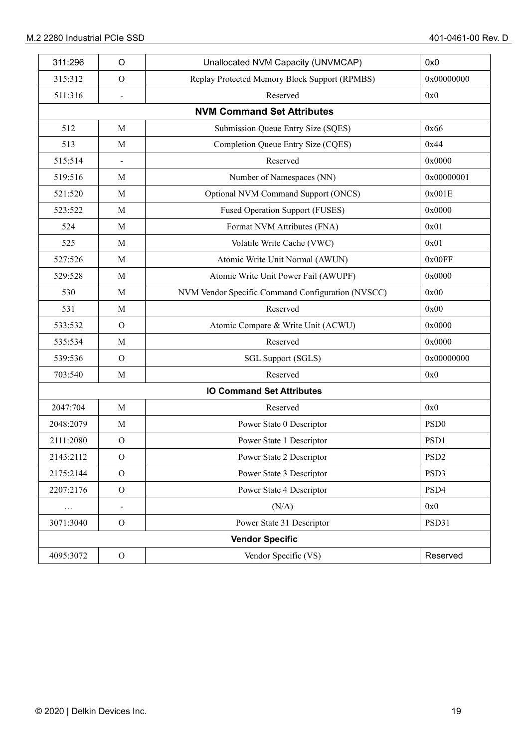| 311:296 | O | Unallocated NVM Capacity (UNVMCAP) | 0x0 |
|---|---|---|---|
| 315:312 | O | Replay Protected Memory Block Support (RPMBS) | 0x00000000 |
| 511:316 | - | Reserved | 0x0 |
| **NVM Command Set Attributes** | | | |
| 512 | M | Submission Queue Entry Size (SQES) | 0x66 |
| 513 | M | Completion Queue Entry Size (CQES) | 0x44 |
| 515:514 | - | Reserved | 0x0000 |
| 519:516 | M | Number of Namespaces (NN) | 0x00000001 |
| 521:520 | M | Optional NVM Command Support (ONCS) | 0x001E |
| 523:522 | M | Fused Operation Support (FUSES) | 0x0000 |
| 524 | M | Format NVM Attributes (FNA) | 0x01 |
| 525 | M | Volatile Write Cache (VWC) | 0x01 |
| 527:526 | M | Atomic Write Unit Normal (AWUN) | 0x00FF |
| 529:528 | M | Atomic Write Unit Power Fail (AWUPF) | 0x0000 |
| 530 | M | NVM Vendor Specific Command Configuration (NVSCC) | 0x00 |
| 531 | M | Reserved | 0x00 |
| 533:532 | O | Atomic Compare & Write Unit (ACWU) | 0x0000 |
| 535:534 | M | Reserved | 0x0000 |
| 539:536 | O | SGL Support (SGLS) | 0x00000000 |
| 703:540 | M | Reserved | 0x0 |
| **IO Command Set Attributes** | | | |
| 2047:704 | M | Reserved | 0x0 |
| 2048:2079 | M | Power State 0 Descriptor | PSD0 |
| 2111:2080 | O | Power State 1 Descriptor | PSD1 |
| 2143:2112 | O | Power State 2 Descriptor | PSD2 |
| 2175:2144 | O | Power State 3 Descriptor | PSD3 |
| 2207:2176 | O | Power State 4 Descriptor | PSD4 |
| … | - | (N/A) | 0x0 |
| 3071:3040 | O | Power State 31 Descriptor | PSD31 |
| **Vendor Specific** | | | |
| 4095:3072 | O | Vendor Specific (VS) | Reserved |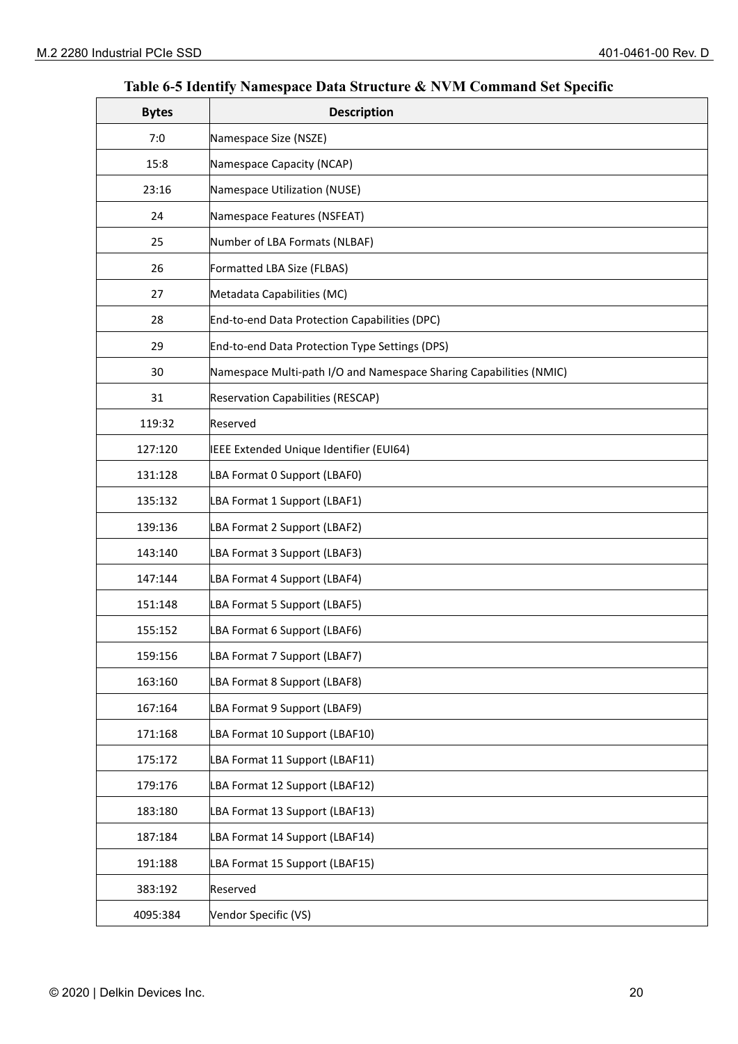**Table 6-5 Identify Namespace Data Structure & NVM Command Set Specific**

| Bytes | Description |
|---|---|
| 7:0 | Namespace Size (NSZE) |
| 15:8 | Namespace Capacity (NCAP) |
| 23:16 | Namespace Utilization (NUSE) |
| 24 | Namespace Features (NSFEAT) |
| 25 | Number of LBA Formats (NLBAF) |
| 26 | Formatted LBA Size (FLBAS) |
| 27 | Metadata Capabilities (MC) |
| 28 | End-to-end Data Protection Capabilities (DPC) |
| 29 | End-to-end Data Protection Type Settings (DPS) |
| 30 | Namespace Multi-path I/O and Namespace Sharing Capabilities (NMIC) |
| 31 | Reservation Capabilities (RESCAP) |
| 119:32 | Reserved |
| 127:120 | IEEE Extended Unique Identifier (EUI64) |
| 131:128 | LBA Format 0 Support (LBAF0) |
| 135:132 | LBA Format 1 Support (LBAF1) |
| 139:136 | LBA Format 2 Support (LBAF2) |
| 143:140 | LBA Format 3 Support (LBAF3) |
| 147:144 | LBA Format 4 Support (LBAF4) |
| 151:148 | LBA Format 5 Support (LBAF5) |
| 155:152 | LBA Format 6 Support (LBAF6) |
| 159:156 | LBA Format 7 Support (LBAF7) |
| 163:160 | LBA Format 8 Support (LBAF8) |
| 167:164 | LBA Format 9 Support (LBAF9) |
| 171:168 | LBA Format 10 Support (LBAF10) |
| 175:172 | LBA Format 11 Support (LBAF11) |
| 179:176 | LBA Format 12 Support (LBAF12) |
| 183:180 | LBA Format 13 Support (LBAF13) |
| 187:184 | LBA Format 14 Support (LBAF14) |
| 191:188 | LBA Format 15 Support (LBAF15) |
| 383:192 | Reserved |
| 4095:384 | Vendor Specific (VS) |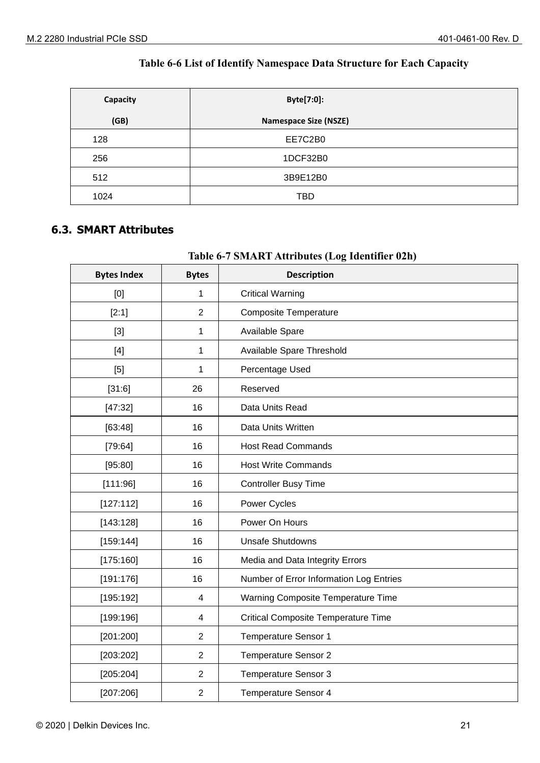Table 6-6 List of Identify Namespace Data Structure for Each Capacity

| Capacity (GB) | Byte[7:0]: Namespace Size (NSZE) |
|---|---|
| 128 | EE7C2B0 |
| 256 | 1DCF32B0 |
| 512 | 3B9E12B0 |
| 1024 | TBD |

## 6.3. SMART Attributes

Table 6-7 SMART Attributes (Log Identifier 02h)

| Bytes Index | Bytes | Description |
|---|---|---|
| [0] | 1 | Critical Warning |
| [2:1] | 2 | Composite Temperature |
| [3] | 1 | Available Spare |
| [4] | 1 | Available Spare Threshold |
| [5] | 1 | Percentage Used |
| [31:6] | 26 | Reserved |
| [47:32] | 16 | Data Units Read |
| [63:48] | 16 | Data Units Written |
| [79:64] | 16 | Host Read Commands |
| [95:80] | 16 | Host Write Commands |
| [111:96] | 16 | Controller Busy Time |
| [127:112] | 16 | Power Cycles |
| [143:128] | 16 | Power On Hours |
| [159:144] | 16 | Unsafe Shutdowns |
| [175:160] | 16 | Media and Data Integrity Errors |
| [191:176] | 16 | Number of Error Information Log Entries |
| [195:192] | 4 | Warning Composite Temperature Time |
| [199:196] | 4 | Critical Composite Temperature Time |
| [201:200] | 2 | Temperature Sensor 1 |
| [203:202] | 2 | Temperature Sensor 2 |
| [205:204] | 2 | Temperature Sensor 3 |
| [207:206] | 2 | Temperature Sensor 4 |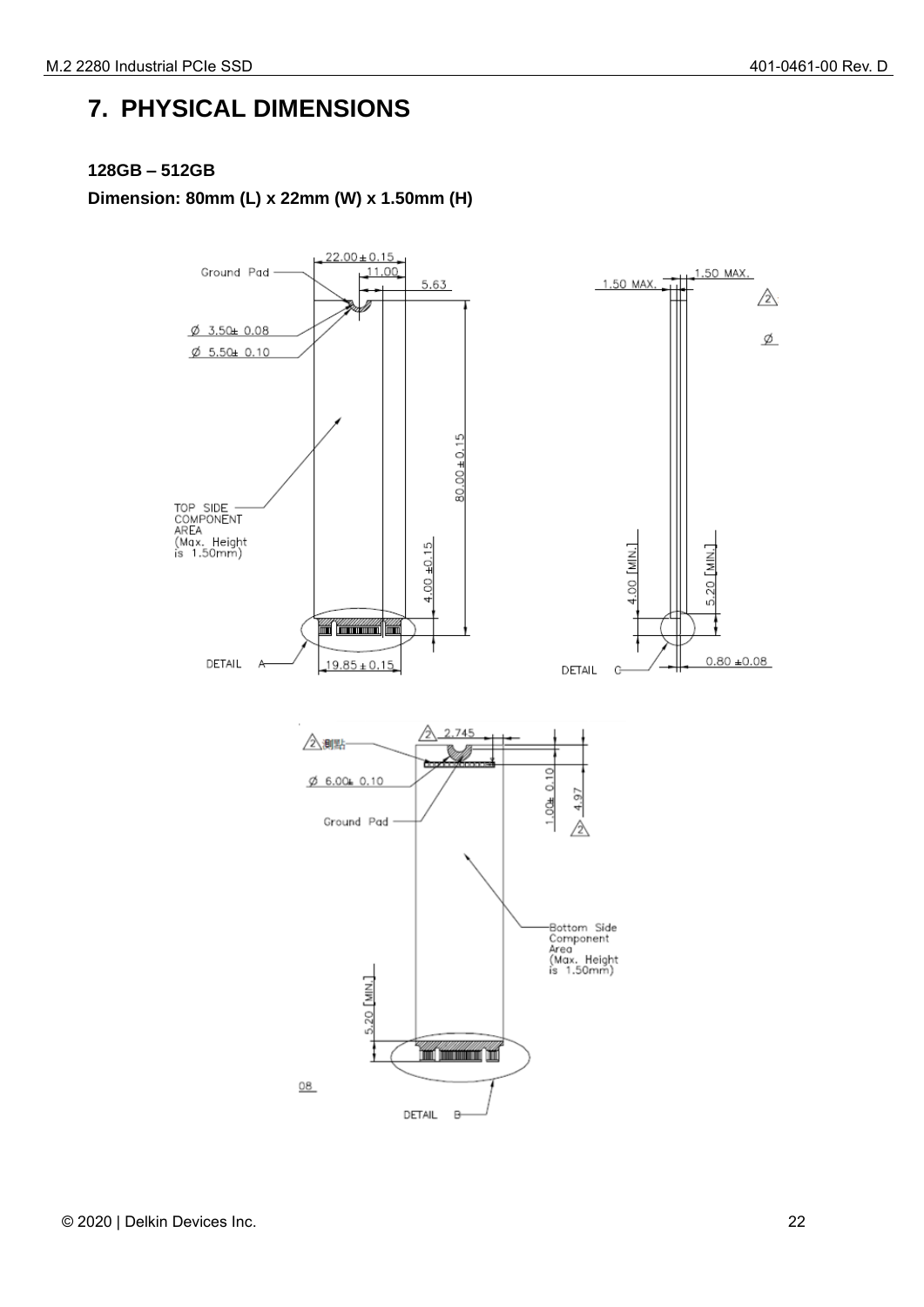# 7. PHYSICAL DIMENSIONS

**128GB – 512GB**

**Dimension: 80mm (L) x 22mm (W) x 1.50mm (H)**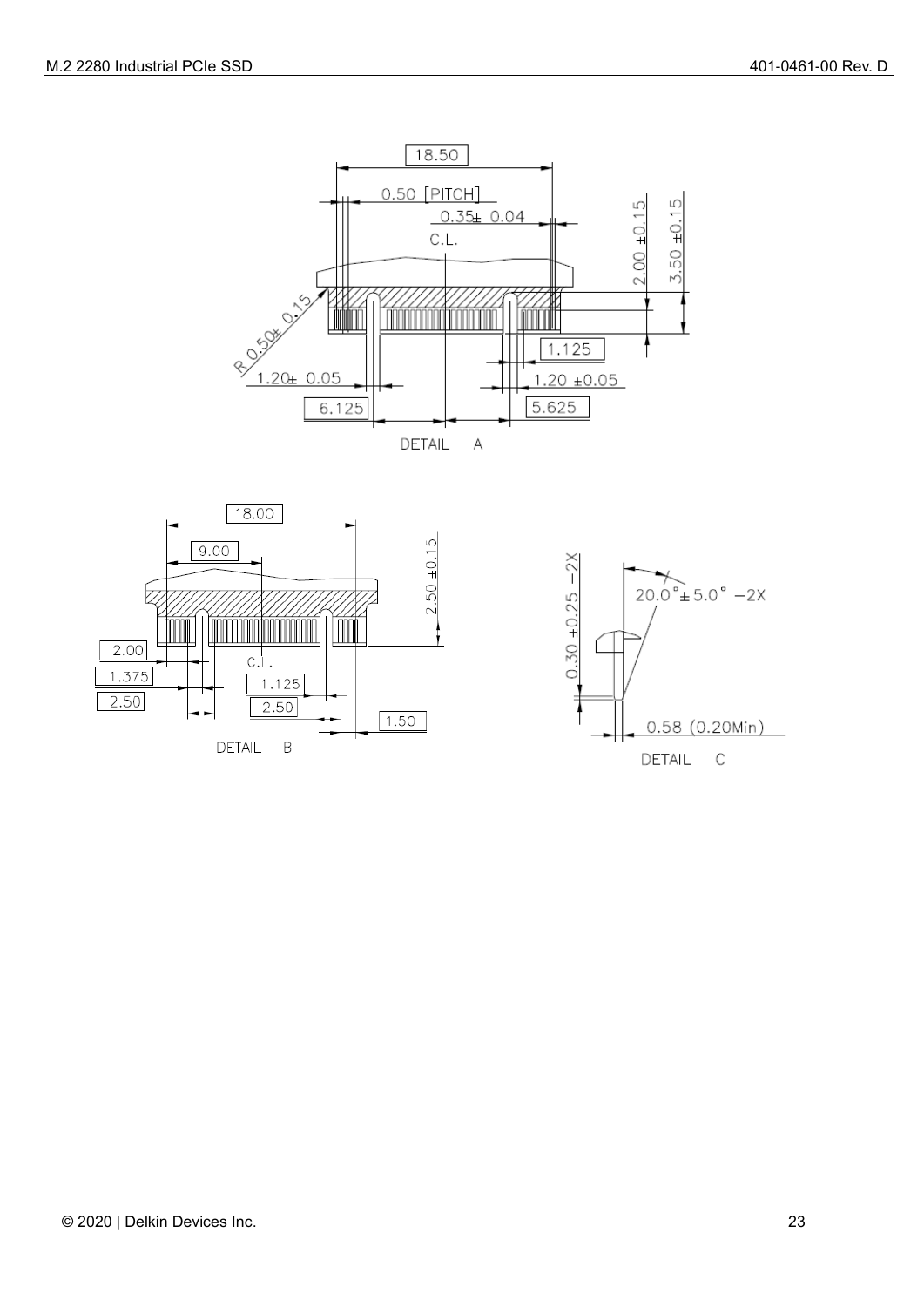18.50

0.50 [PITCH]

0.35± 0.04

C.L.

R 0.50± 0.15

2.00 ±0.15

3.50 ±0.15

1.125

1.20± 0.05

1.20 ±0.05

6.125

5.625

DETAIL A

18.00

9.00

2.50 ±0.15

2.00

1.375

2.50

C.L.

1.125

2.50

1.50

DETAIL B

0.30 ±0.25 −2X

20.0°± 5.0° −2X

0.58 (0.20Min)

DETAIL C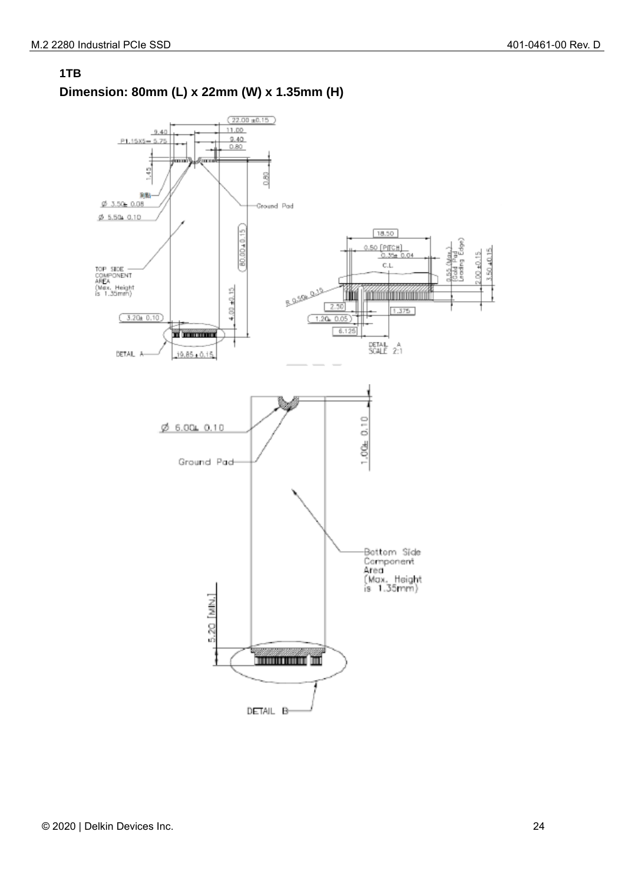**1TB**

**Dimension: 80mm (L) x 22mm (W) x 1.35mm (H)**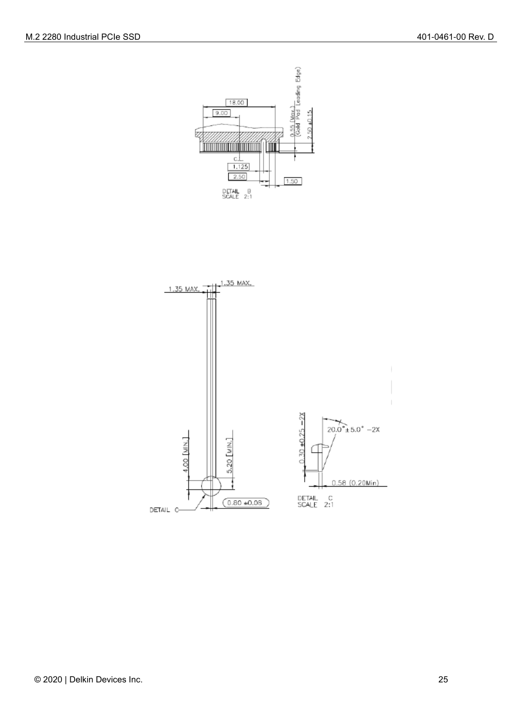18.00

9.00

0.55 (Max.)
(Gold Pad Leading Edge)

2.50 ±0.15

C.L.

1.125

2.50

1.50

DETAIL B
SCALE 2:1

1.35 MAX.

1.35 MAX.

4.00 [MIN.]

5.20 [MIN.]

DETAIL C

0.80 ±0.08

0.30 ±0.25 −2X

20.0°±5.0° −2X

0.58 (0.20Min)

DETAIL C
SCALE 2:1